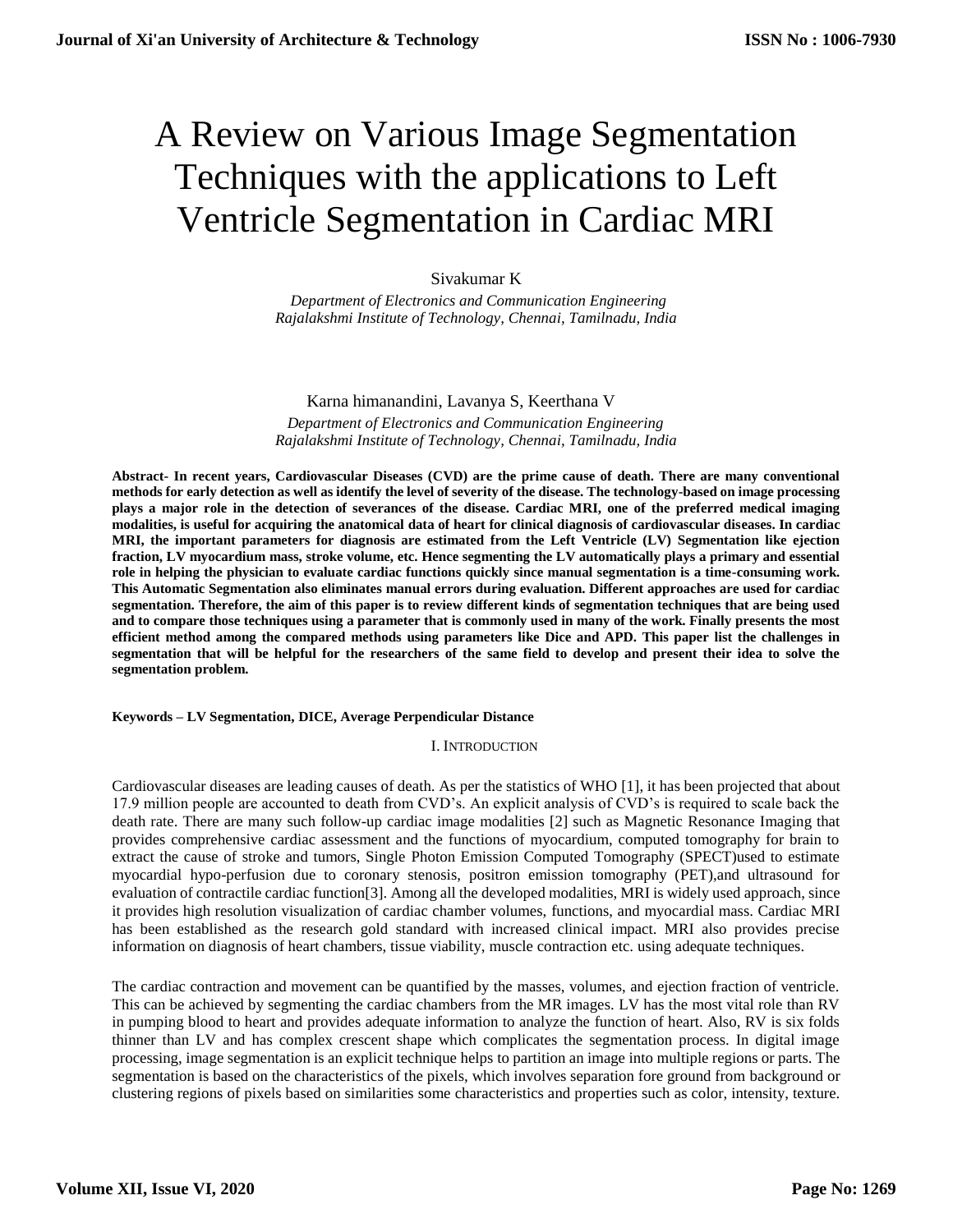# A Review on Various Image Segmentation Techniques with the applications to Left Ventricle Segmentation in Cardiac MRI

Sivakumar K

*Department of Electronics and Communication Engineering*
*Rajalakshmi Institute of Technology, Chennai, Tamilnadu, India*

Karna himanandini, Lavanya S, Keerthana V

*Department of Electronics and Communication Engineering*
*Rajalakshmi Institute of Technology, Chennai, Tamilnadu, India*

**Abstract- In recent years, Cardiovascular Diseases (CVD) are the prime cause of death. There are many conventional methods for early detection as well as identify the level of severity of the disease. The technology-based on image processing plays a major role in the detection of severances of the disease. Cardiac MRI, one of the preferred medical imaging modalities, is useful for acquiring the anatomical data of heart for clinical diagnosis of cardiovascular diseases. In cardiac MRI, the important parameters for diagnosis are estimated from the Left Ventricle (LV) Segmentation like ejection fraction, LV myocardium mass, stroke volume, etc. Hence segmenting the LV automatically plays a primary and essential role in helping the physician to evaluate cardiac functions quickly since manual segmentation is a time-consuming work. This Automatic Segmentation also eliminates manual errors during evaluation. Different approaches are used for cardiac segmentation. Therefore, the aim of this paper is to review different kinds of segmentation techniques that are being used and to compare those techniques using a parameter that is commonly used in many of the work. Finally presents the most efficient method among the compared methods using parameters like Dice and APD. This paper list the challenges in segmentation that will be helpful for the researchers of the same field to develop and present their idea to solve the segmentation problem.**

**Keywords – LV Segmentation, DICE, Average Perpendicular Distance**

## I. Introduction

Cardiovascular diseases are leading causes of death. As per the statistics of WHO [1], it has been projected that about 17.9 million people are accounted to death from CVD's. An explicit analysis of CVD's is required to scale back the death rate. There are many such follow-up cardiac image modalities [2] such as Magnetic Resonance Imaging that provides comprehensive cardiac assessment and the functions of myocardium, computed tomography for brain to extract the cause of stroke and tumors, Single Photon Emission Computed Tomography (SPECT)used to estimate myocardial hypo-perfusion due to coronary stenosis, positron emission tomography (PET),and ultrasound for evaluation of contractile cardiac function[3]. Among all the developed modalities, MRI is widely used approach, since it provides high resolution visualization of cardiac chamber volumes, functions, and myocardial mass. Cardiac MRI has been established as the research gold standard with increased clinical impact. MRI also provides precise information on diagnosis of heart chambers, tissue viability, muscle contraction etc. using adequate techniques.

The cardiac contraction and movement can be quantified by the masses, volumes, and ejection fraction of ventricle. This can be achieved by segmenting the cardiac chambers from the MR images. LV has the most vital role than RV in pumping blood to heart and provides adequate information to analyze the function of heart. Also, RV is six folds thinner than LV and has complex crescent shape which complicates the segmentation process. In digital image processing, image segmentation is an explicit technique helps to partition an image into multiple regions or parts. The segmentation is based on the characteristics of the pixels, which involves separation fore ground from background or clustering regions of pixels based on similarities some characteristics and properties such as color, intensity, texture.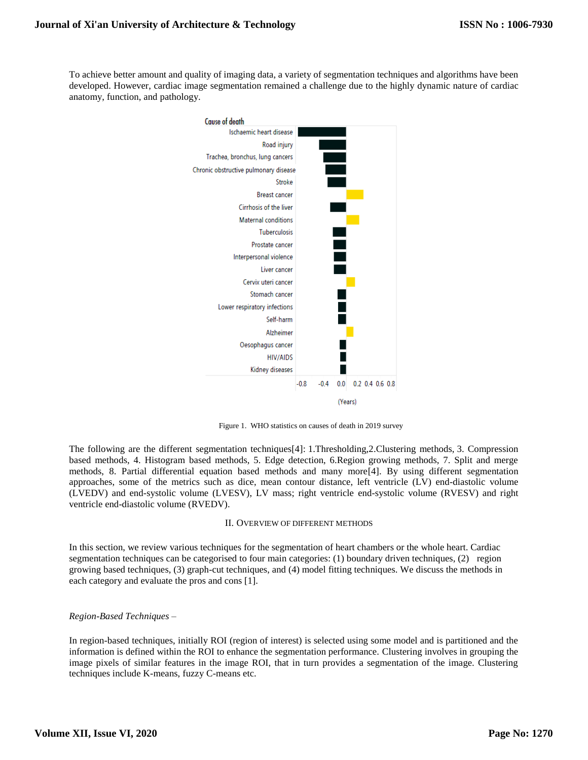To achieve better amount and quality of imaging data, a variety of segmentation techniques and algorithms have been developed. However, cardiac image segmentation remained a challenge due to the highly dynamic nature of cardiac anatomy, function, and pathology.

Figure 1. WHO statistics on causes of death in 2019 survey

The following are the different segmentation techniques[4]: 1.Thresholding,2.Clustering methods, 3. Compression based methods, 4. Histogram based methods, 5. Edge detection, 6.Region growing methods, 7. Split and merge methods, 8. Partial differential equation based methods and many more[4]. By using different segmentation approaches, some of the metrics such as dice, mean contour distance, left ventricle (LV) end-diastolic volume (LVEDV) and end-systolic volume (LVESV), LV mass; right ventricle end-systolic volume (RVESV) and right ventricle end-diastolic volume (RVEDV).

## II. Overview of different methods

In this section, we review various techniques for the segmentation of heart chambers or the whole heart. Cardiac segmentation techniques can be categorised to four main categories: (1) boundary driven techniques, (2) region growing based techniques, (3) graph-cut techniques, and (4) model fitting techniques. We discuss the methods in each category and evaluate the pros and cons [1].

*Region-Based Techniques –*

In region-based techniques, initially ROI (region of interest) is selected using some model and is partitioned and the information is defined within the ROI to enhance the segmentation performance. Clustering involves in grouping the image pixels of similar features in the image ROI, that in turn provides a segmentation of the image. Clustering techniques include K-means, fuzzy C-means etc.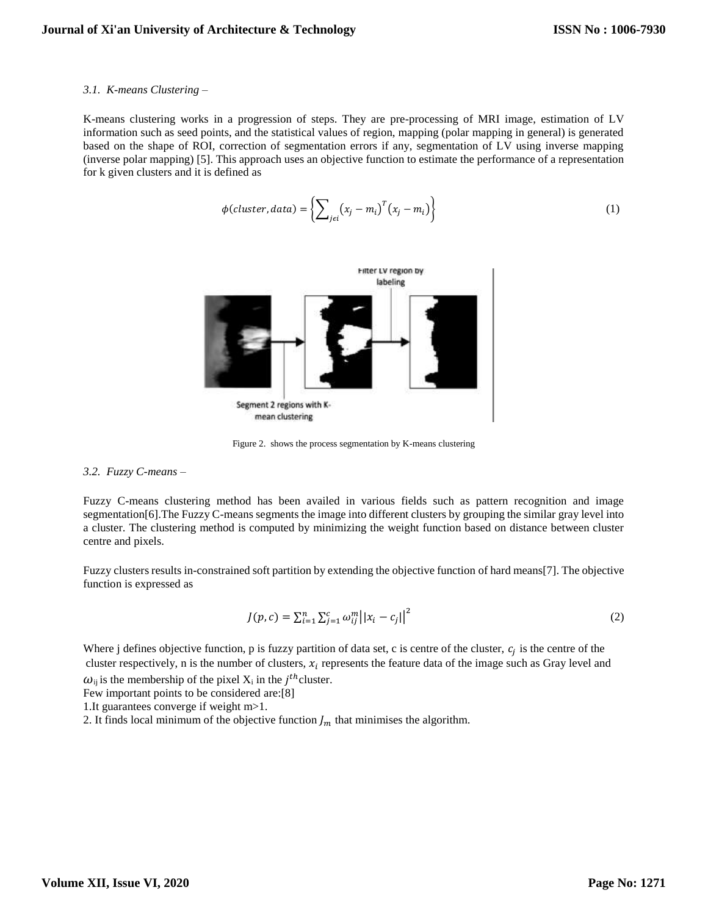*3.1. K-means Clustering –*

K-means clustering works in a progression of steps. They are pre-processing of MRI image, estimation of LV information such as seed points, and the statistical values of region, mapping (polar mapping in general) is generated based on the shape of ROI, correction of segmentation errors if any, segmentation of LV using inverse mapping (inverse polar mapping) [5]. This approach uses an objective function to estimate the performance of a representation for k given clusters and it is defined as

$$\phi(cluster, data) = \left\{\sum_{j \epsilon i} (x_j - m_i)^T (x_j - m_i)\right\} \tag{1}$$

Figure 2. shows the process segmentation by K-means clustering

*3.2. Fuzzy C-means –*

Fuzzy C-means clustering method has been availed in various fields such as pattern recognition and image segmentation[6].The Fuzzy C-means segments the image into different clusters by grouping the similar gray level into a cluster. The clustering method is computed by minimizing the weight function based on distance between cluster centre and pixels.

Fuzzy clusters results in-constrained soft partition by extending the objective function of hard means[7]. The objective function is expressed as

$$J(p, c) = \sum_{i=1}^{n} \sum_{j=1}^{c} \omega_{ij}^{m} \left|\left|x_i - c_j\right|\right|^2 \tag{2}$$

Where j defines objective function, p is fuzzy partition of data set, c is centre of the cluster, $c_j$ is the centre of the cluster respectively, n is the number of clusters, $x_i$ represents the feature data of the image such as Gray level and $\omega_{ij}$ is the membership of the pixel $X_i$ in the $j^{th}$ cluster.

Few important points to be considered are:[8]

1.It guarantees converge if weight m>1.

2. It finds local minimum of the objective function $J_m$ that minimises the algorithm.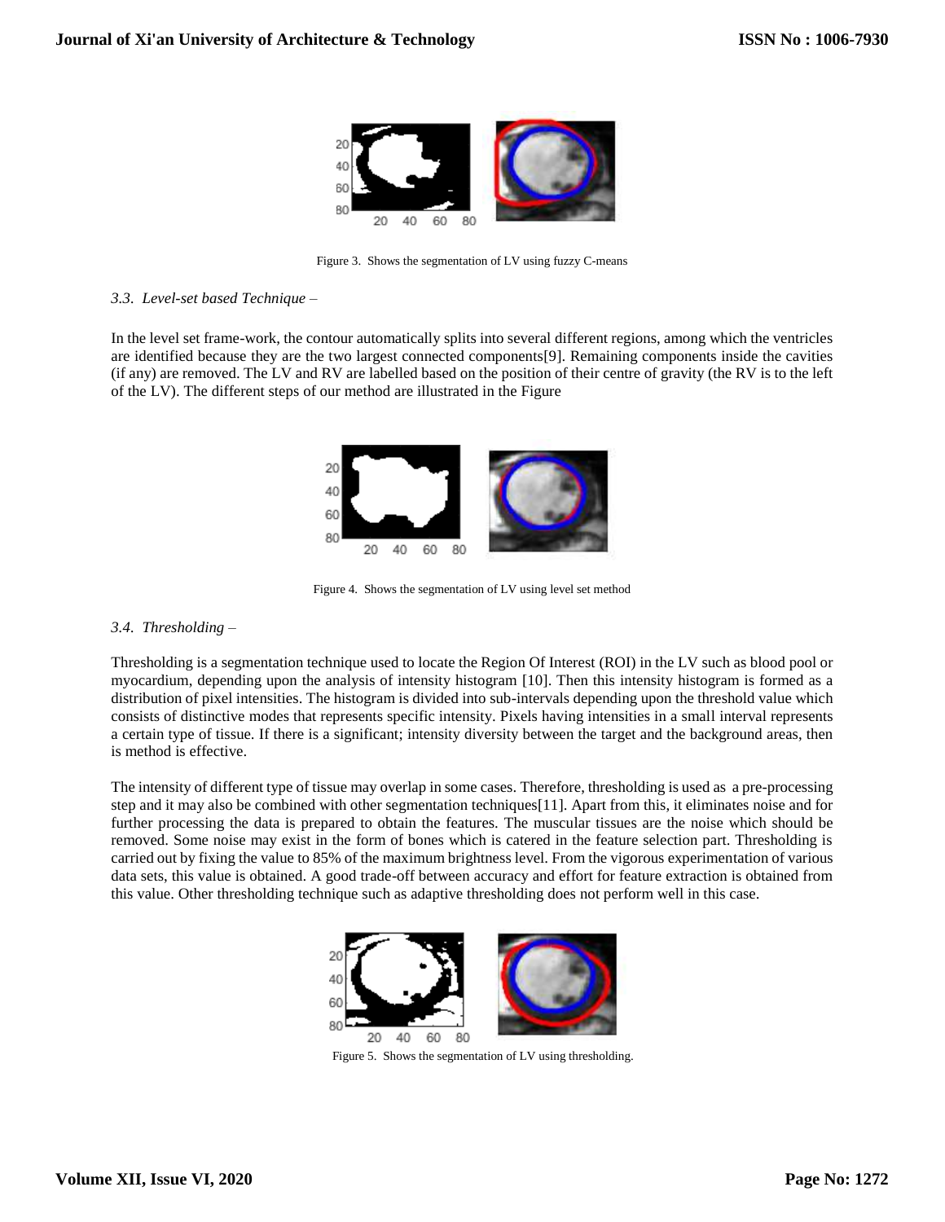Figure 3. Shows the segmentation of LV using fuzzy C-means

### *3.3. Level-set based Technique –*

In the level set frame-work, the contour automatically splits into several different regions, among which the ventricles are identified because they are the two largest connected components[9]. Remaining components inside the cavities (if any) are removed. The LV and RV are labelled based on the position of their centre of gravity (the RV is to the left of the LV). The different steps of our method are illustrated in the Figure

Figure 4. Shows the segmentation of LV using level set method

### *3.4. Thresholding –*

Thresholding is a segmentation technique used to locate the Region Of Interest (ROI) in the LV such as blood pool or myocardium, depending upon the analysis of intensity histogram [10]. Then this intensity histogram is formed as a distribution of pixel intensities. The histogram is divided into sub-intervals depending upon the threshold value which consists of distinctive modes that represents specific intensity. Pixels having intensities in a small interval represents a certain type of tissue. If there is a significant; intensity diversity between the target and the background areas, then is method is effective.

The intensity of different type of tissue may overlap in some cases. Therefore, thresholding is used as a pre-processing step and it may also be combined with other segmentation techniques[11]. Apart from this, it eliminates noise and for further processing the data is prepared to obtain the features. The muscular tissues are the noise which should be removed. Some noise may exist in the form of bones which is catered in the feature selection part. Thresholding is carried out by fixing the value to 85% of the maximum brightness level. From the vigorous experimentation of various data sets, this value is obtained. A good trade-off between accuracy and effort for feature extraction is obtained from this value. Other thresholding technique such as adaptive thresholding does not perform well in this case.

Figure 5. Shows the segmentation of LV using thresholding.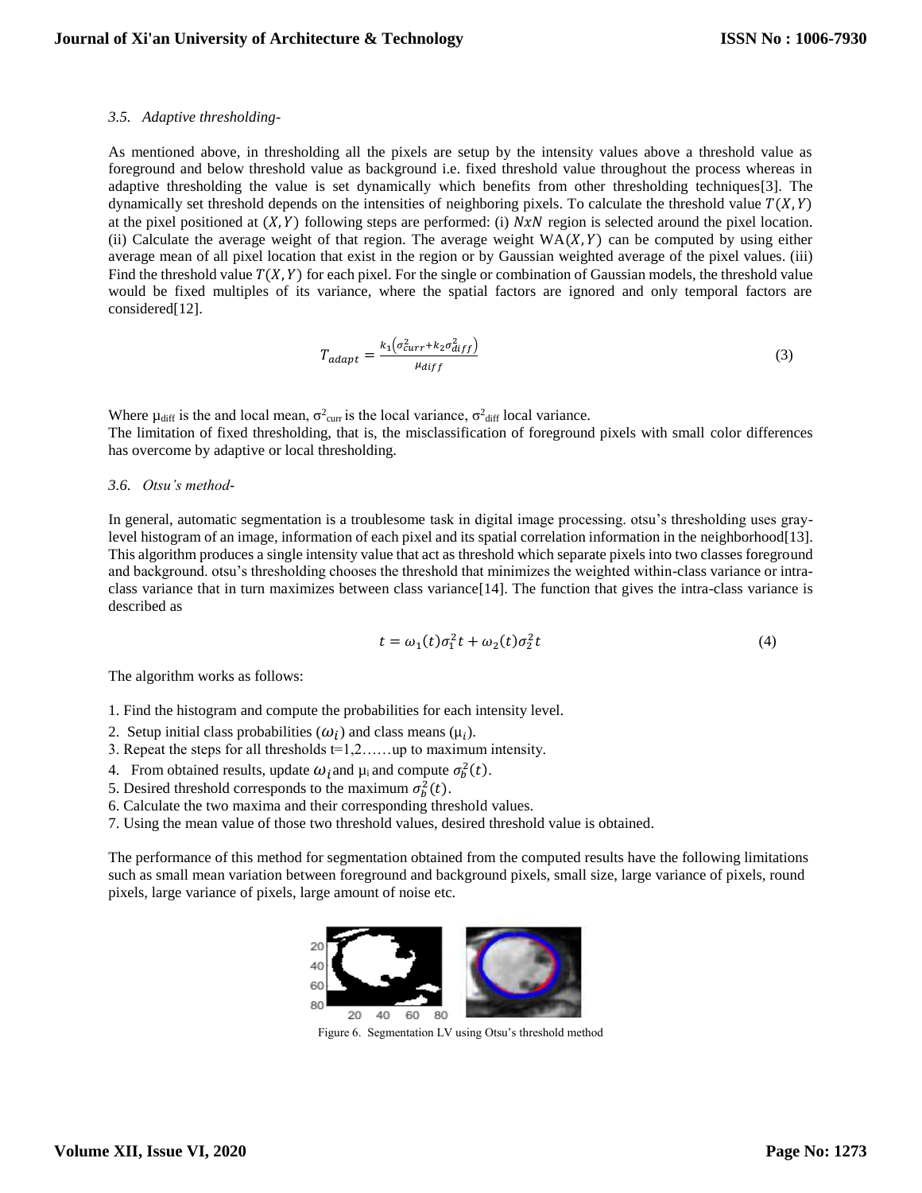*3.5. Adaptive thresholding-*

As mentioned above, in thresholding all the pixels are setup by the intensity values above a threshold value as foreground and below threshold value as background i.e. fixed threshold value throughout the process whereas in adaptive thresholding the value is set dynamically which benefits from other thresholding techniques[3]. The dynamically set threshold depends on the intensities of neighboring pixels. To calculate the threshold value $T(X,Y)$ at the pixel positioned at $(X,Y)$ following steps are performed: (i) $NxN$ region is selected around the pixel location. (ii) Calculate the average weight of that region. The average weight $\mathrm{WA}(X,Y)$ can be computed by using either average mean of all pixel location that exist in the region or by Gaussian weighted average of the pixel values. (iii) Find the threshold value $T(X,Y)$ for each pixel. For the single or combination of Gaussian models, the threshold value would be fixed multiples of its variance, where the spatial factors are ignored and only temporal factors are considered[12].

$$T_{adapt} = \frac{k_1\left(\sigma_{curr}^2 + k_2\sigma_{diff}^2\right)}{\mu_{diff}} \tag{3}$$

Where $\mu_{diff}$ is the and local mean, $\sigma^2_{curr}$ is the local variance, $\sigma^2_{diff}$ local variance.
The limitation of fixed thresholding, that is, the misclassification of foreground pixels with small color differences has overcome by adaptive or local thresholding.

*3.6. Otsu's method-*

In general, automatic segmentation is a troublesome task in digital image processing. otsu's thresholding uses gray-level histogram of an image, information of each pixel and its spatial correlation information in the neighborhood[13]. This algorithm produces a single intensity value that act as threshold which separate pixels into two classes foreground and background. otsu's thresholding chooses the threshold that minimizes the weighted within-class variance or intra-class variance that in turn maximizes between class variance[14]. The function that gives the intra-class variance is described as

$$t = \omega_1(t)\sigma_1^2 t + \omega_2(t)\sigma_2^2 t \tag{4}$$

The algorithm works as follows:

1. Find the histogram and compute the probabilities for each intensity level.
2. Setup initial class probabilities ($\omega_i$) and class means ($\mu_i$).
3. Repeat the steps for all thresholds t=1,2……up to maximum intensity.
4. From obtained results, update $\omega_i$ and $\mu_i$ and compute $\sigma_b^2(t)$.
5. Desired threshold corresponds to the maximum $\sigma_b^2(t)$.
6. Calculate the two maxima and their corresponding threshold values.
7. Using the mean value of those two threshold values, desired threshold value is obtained.

The performance of this method for segmentation obtained from the computed results have the following limitations such as small mean variation between foreground and background pixels, small size, large variance of pixels, round pixels, large variance of pixels, large amount of noise etc.

Figure 6. Segmentation LV using Otsu's threshold method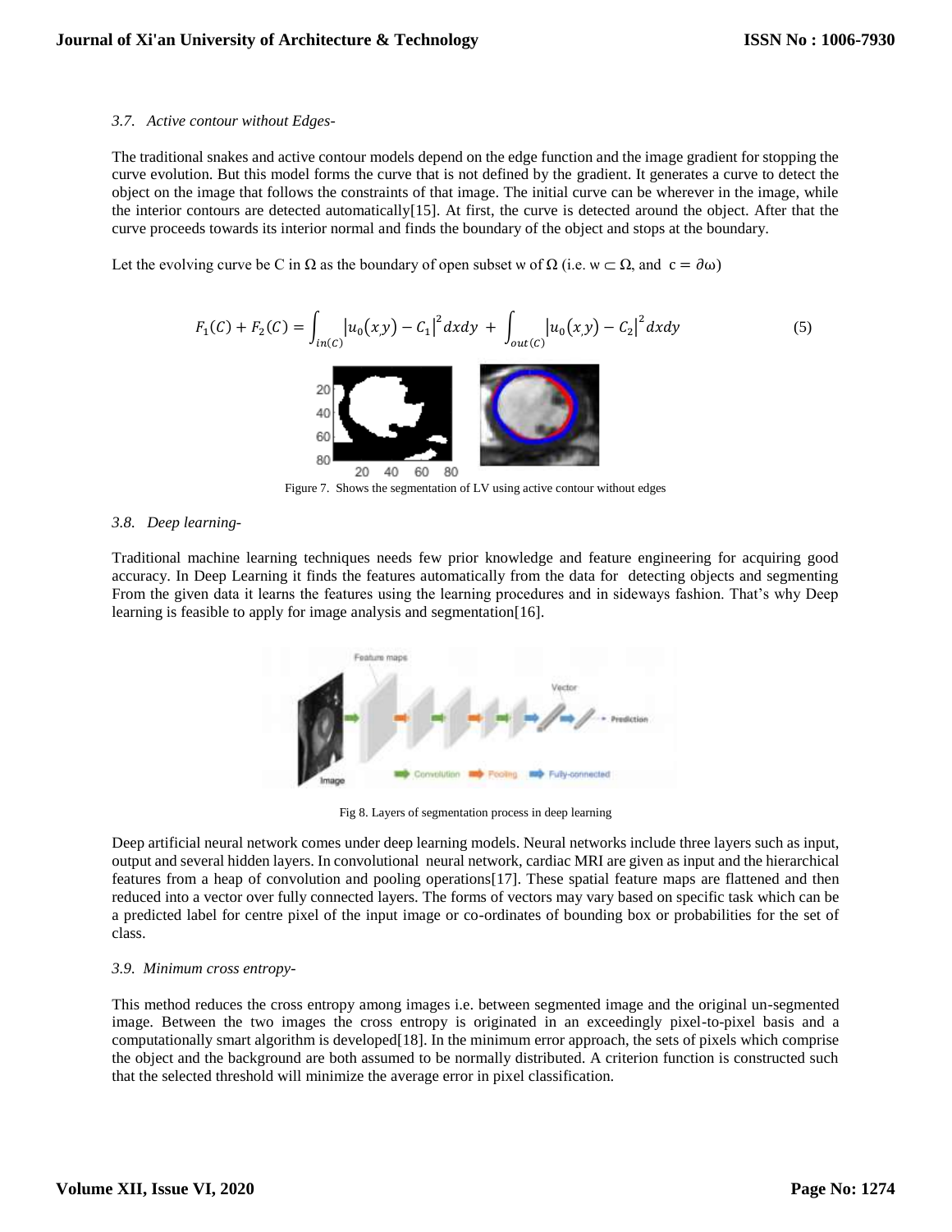### 3.7. Active contour without Edges-

The traditional snakes and active contour models depend on the edge function and the image gradient for stopping the curve evolution. But this model forms the curve that is not defined by the gradient. It generates a curve to detect the object on the image that follows the constraints of that image. The initial curve can be wherever in the image, while the interior contours are detected automatically[15]. At first, the curve is detected around the object. After that the curve proceeds towards its interior normal and finds the boundary of the object and stops at the boundary.

Let the evolving curve be C in Ω as the boundary of open subset w of Ω (i.e. $w \subset \Omega$, and $c = \partial\omega$)

$$F_1(C) + F_2(C) = \int_{in(C)} \left|u_0(x,y) - C_1\right|^2 dxdy + \int_{out(C)} \left|u_0(x,y) - C_2\right|^2 dxdy \tag{5}$$

Figure 7. Shows the segmentation of LV using active contour without edges

### 3.8. Deep learning-

Traditional machine learning techniques needs few prior knowledge and feature engineering for acquiring good accuracy. In Deep Learning it finds the features automatically from the data for detecting objects and segmenting From the given data it learns the features using the learning procedures and in sideways fashion. That's why Deep learning is feasible to apply for image analysis and segmentation[16].

Fig 8. Layers of segmentation process in deep learning

Deep artificial neural network comes under deep learning models. Neural networks include three layers such as input, output and several hidden layers. In convolutional neural network, cardiac MRI are given as input and the hierarchical features from a heap of convolution and pooling operations[17]. These spatial feature maps are flattened and then reduced into a vector over fully connected layers. The forms of vectors may vary based on specific task which can be a predicted label for centre pixel of the input image or co-ordinates of bounding box or probabilities for the set of class.

### 3.9. Minimum cross entropy-

This method reduces the cross entropy among images i.e. between segmented image and the original un-segmented image. Between the two images the cross entropy is originated in an exceedingly pixel-to-pixel basis and a computationally smart algorithm is developed[18]. In the minimum error approach, the sets of pixels which comprise the object and the background are both assumed to be normally distributed. A criterion function is constructed such that the selected threshold will minimize the average error in pixel classification.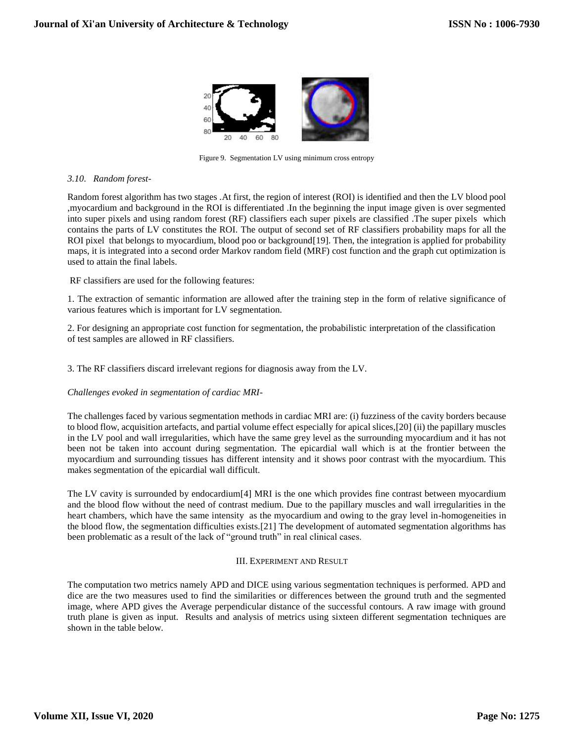Figure 9. Segmentation LV using minimum cross entropy

### *3.10. Random forest-*

Random forest algorithm has two stages .At first, the region of interest (ROI) is identified and then the LV blood pool ,myocardium and background in the ROI is differentiated .In the beginning the input image given is over segmented into super pixels and using random forest (RF) classifiers each super pixels are classified .The super pixels which contains the parts of LV constitutes the ROI. The output of second set of RF classifiers probability maps for all the ROI pixel that belongs to myocardium, blood poo or background[19]. Then, the integration is applied for probability maps, it is integrated into a second order Markov random field (MRF) cost function and the graph cut optimization is used to attain the final labels.

RF classifiers are used for the following features:

1. The extraction of semantic information are allowed after the training step in the form of relative significance of various features which is important for LV segmentation.

2. For designing an appropriate cost function for segmentation, the probabilistic interpretation of the classification of test samples are allowed in RF classifiers.

3. The RF classifiers discard irrelevant regions for diagnosis away from the LV.

*Challenges evoked in segmentation of cardiac MRI-*

The challenges faced by various segmentation methods in cardiac MRI are: (i) fuzziness of the cavity borders because to blood flow, acquisition artefacts, and partial volume effect especially for apical slices,[20] (ii) the papillary muscles in the LV pool and wall irregularities, which have the same grey level as the surrounding myocardium and it has not been not be taken into account during segmentation. The epicardial wall which is at the frontier between the myocardium and surrounding tissues has different intensity and it shows poor contrast with the myocardium. This makes segmentation of the epicardial wall difficult.

The LV cavity is surrounded by endocardium[4] MRI is the one which provides fine contrast between myocardium and the blood flow without the need of contrast medium. Due to the papillary muscles and wall irregularities in the heart chambers, which have the same intensity as the myocardium and owing to the gray level in-homogeneities in the blood flow, the segmentation difficulties exists.[21] The development of automated segmentation algorithms has been problematic as a result of the lack of "ground truth" in real clinical cases.

## III. Experiment and Result

The computation two metrics namely APD and DICE using various segmentation techniques is performed. APD and dice are the two measures used to find the similarities or differences between the ground truth and the segmented image, where APD gives the Average perpendicular distance of the successful contours. A raw image with ground truth plane is given as input. Results and analysis of metrics using sixteen different segmentation techniques are shown in the table below.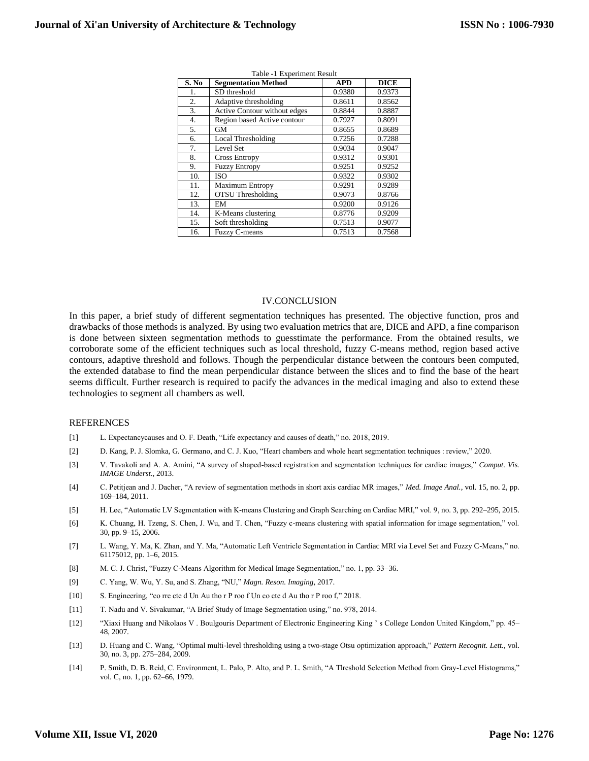Table -1 Experiment Result

| S. No | Segmentation Method | APD | DICE |
|---|---|---|---|
| 1. | SD threshold | 0.9380 | 0.9373 |
| 2. | Adaptive thresholding | 0.8611 | 0.8562 |
| 3. | Active Contour without edges | 0.8844 | 0.8887 |
| 4. | Region based Active contour | 0.7927 | 0.8091 |
| 5. | GM | 0.8655 | 0.8689 |
| 6. | Local Thresholding | 0.7256 | 0.7288 |
| 7. | Level Set | 0.9034 | 0.9047 |
| 8. | Cross Entropy | 0.9312 | 0.9301 |
| 9. | Fuzzy Entropy | 0.9251 | 0.9252 |
| 10. | ISO | 0.9322 | 0.9302 |
| 11. | Maximum Entropy | 0.9291 | 0.9289 |
| 12. | OTSU Thresholding | 0.9073 | 0.8766 |
| 13. | EM | 0.9200 | 0.9126 |
| 14. | K-Means clustering | 0.8776 | 0.9209 |
| 15. | Soft thresholding | 0.7513 | 0.9077 |
| 16. | Fuzzy C-means | 0.7513 | 0.7568 |

## IV.CONCLUSION

In this paper, a brief study of different segmentation techniques has presented. The objective function, pros and drawbacks of those methods is analyzed. By using two evaluation metrics that are, DICE and APD, a fine comparison is done between sixteen segmentation methods to guesstimate the performance. From the obtained results, we corroborate some of the efficient techniques such as local threshold, fuzzy C-means method, region based active contours, adaptive threshold and follows. Though the perpendicular distance between the contours been computed, the extended database to find the mean perpendicular distance between the slices and to find the base of the heart seems difficult. Further research is required to pacify the advances in the medical imaging and also to extend these technologies to segment all chambers as well.

## REFERENCES

[1] L. Expectancycauses and O. F. Death, "Life expectancy and causes of death," no. 2018, 2019.

[2] D. Kang, P. J. Slomka, G. Germano, and C. J. Kuo, "Heart chambers and whole heart segmentation techniques : review," 2020.

[3] V. Tavakoli and A. A. Amini, "A survey of shaped-based registration and segmentation techniques for cardiac images," *Comput. Vis. IMAGE Underst.*, 2013.

[4] C. Petitjean and J. Dacher, "A review of segmentation methods in short axis cardiac MR images," *Med. Image Anal.*, vol. 15, no. 2, pp. 169–184, 2011.

[5] H. Lee, "Automatic LV Segmentation with K-means Clustering and Graph Searching on Cardiac MRI," vol. 9, no. 3, pp. 292–295, 2015.

[6] K. Chuang, H. Tzeng, S. Chen, J. Wu, and T. Chen, "Fuzzy c-means clustering with spatial information for image segmentation," vol. 30, pp. 9–15, 2006.

[7] L. Wang, Y. Ma, K. Zhan, and Y. Ma, "Automatic Left Ventricle Segmentation in Cardiac MRI via Level Set and Fuzzy C-Means," no. 61175012, pp. 1–6, 2015.

[8] M. C. J. Christ, "Fuzzy C-Means Algorithm for Medical Image Segmentation," no. 1, pp. 33–36.

[9] C. Yang, W. Wu, Y. Su, and S. Zhang, "NU," *Magn. Reson. Imaging*, 2017.

[10] S. Engineering, "co rre cte d Un Au tho r P roo f Un co cte d Au tho r P roo f," 2018.

[11] T. Nadu and V. Sivakumar, "A Brief Study of Image Segmentation using," no. 978, 2014.

[12] "Xiaxi Huang and Nikolaos V . Boulgouris Department of Electronic Engineering King ' s College London United Kingdom," pp. 45–48, 2007.

[13] D. Huang and C. Wang, "Optimal multi-level thresholding using a two-stage Otsu optimization approach," *Pattern Recognit. Lett.*, vol. 30, no. 3, pp. 275–284, 2009.

[14] P. Smith, D. B. Reid, C. Environment, L. Palo, P. Alto, and P. L. Smith, "A Tlreshold Selection Method from Gray-Level Histograms," vol. C, no. 1, pp. 62–66, 1979.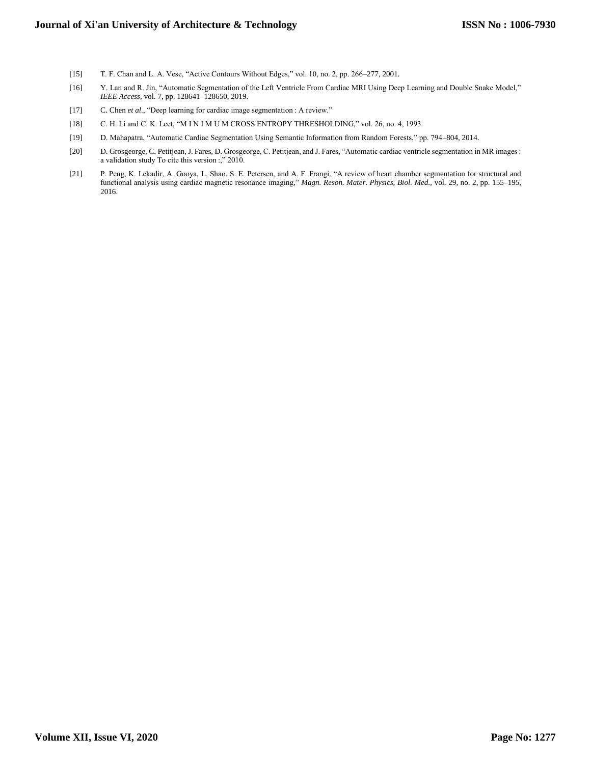[15] T. F. Chan and L. A. Vese, "Active Contours Without Edges," vol. 10, no. 2, pp. 266–277, 2001.

[16] Y. Lan and R. Jin, "Automatic Segmentation of the Left Ventricle From Cardiac MRI Using Deep Learning and Double Snake Model," *IEEE Access*, vol. 7, pp. 128641–128650, 2019.

[17] C. Chen *et al.*, "Deep learning for cardiac image segmentation : A review."

[18] C. H. Li and C. K. Leet, "M I N I M U M CROSS ENTROPY THRESHOLDING," vol. 26, no. 4, 1993.

[19] D. Mahapatra, "Automatic Cardiac Segmentation Using Semantic Information from Random Forests," pp. 794–804, 2014.

[20] D. Grosgeorge, C. Petitjean, J. Fares, D. Grosgeorge, C. Petitjean, and J. Fares, "Automatic cardiac ventricle segmentation in MR images : a validation study To cite this version :," 2010.

[21] P. Peng, K. Lekadir, A. Gooya, L. Shao, S. E. Petersen, and A. F. Frangi, "A review of heart chamber segmentation for structural and functional analysis using cardiac magnetic resonance imaging," *Magn. Reson. Mater. Physics, Biol. Med.*, vol. 29, no. 2, pp. 155–195, 2016.